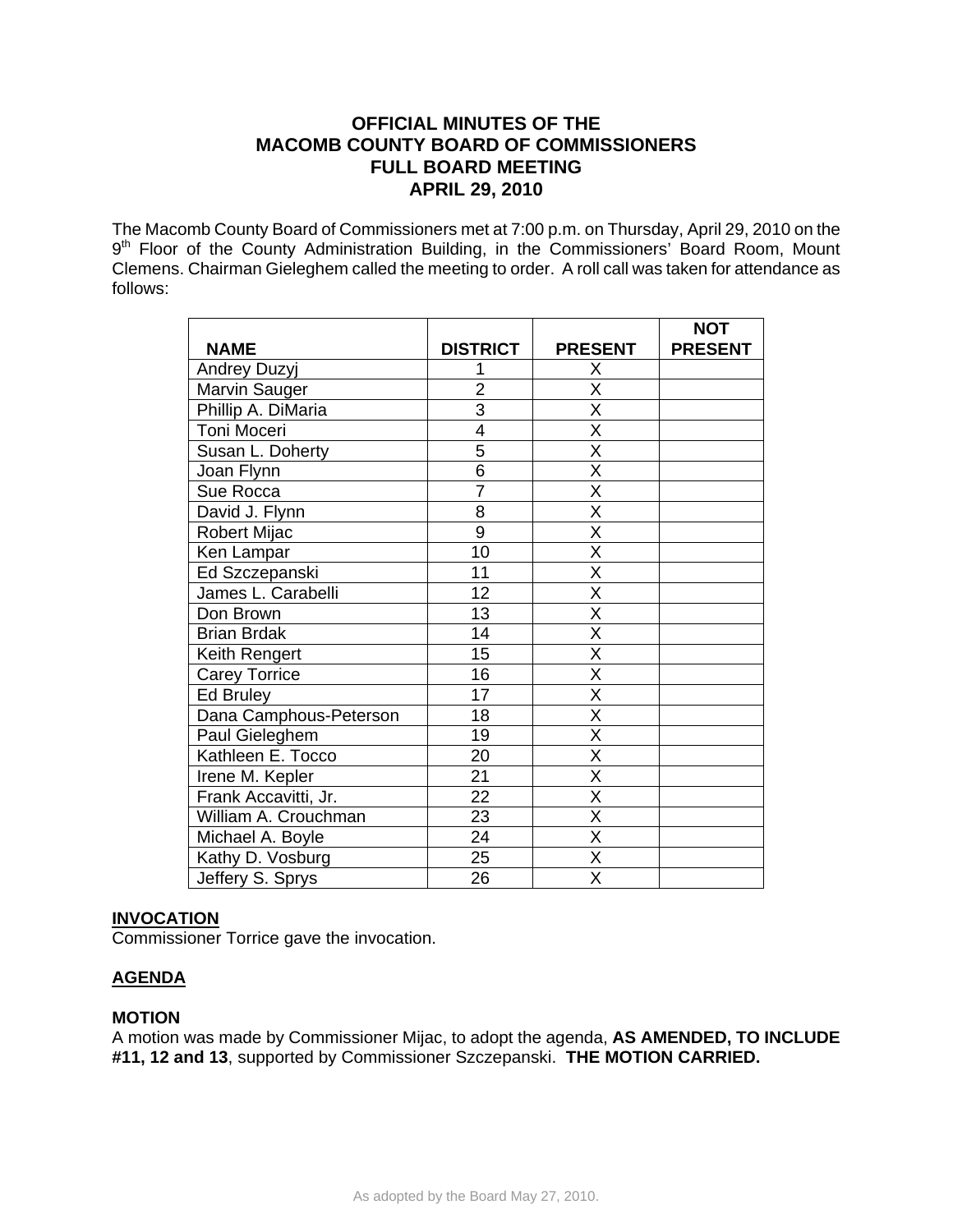# OFFICIAL MINUTES OF THE MACOMB COUNTY BOARD OF COMMISSIONERS FULL BOARD MEETING APRIL 29, 2010

The Macomb County Board of Commissioners met at 7:00 p.m. on Thursday, April 29, 2010 on the 9th Floor of the County Administration Building, in the Commissioners' Board Room, Mount Clemens. Chairman Gieleghem called the meeting to order. A roll call was taken for attendance as follows:

| NAME | DISTRICT | PRESENT | NOT PRESENT |
|---|---|---|---|
| Andrey Duzyj | 1 | X | |
| Marvin Sauger | 2 | X | |
| Phillip A. DiMaria | 3 | X | |
| Toni Moceri | 4 | X | |
| Susan L. Doherty | 5 | X | |
| Joan Flynn | 6 | X | |
| Sue Rocca | 7 | X | |
| David J. Flynn | 8 | X | |
| Robert Mijac | 9 | X | |
| Ken Lampar | 10 | X | |
| Ed Szczepanski | 11 | X | |
| James L. Carabelli | 12 | X | |
| Don Brown | 13 | X | |
| Brian Brdak | 14 | X | |
| Keith Rengert | 15 | X | |
| Carey Torrice | 16 | X | |
| Ed Bruley | 17 | X | |
| Dana Camphous-Peterson | 18 | X | |
| Paul Gieleghem | 19 | X | |
| Kathleen E. Tocco | 20 | X | |
| Irene M. Kepler | 21 | X | |
| Frank Accavitti, Jr. | 22 | X | |
| William A. Crouchman | 23 | X | |
| Michael A. Boyle | 24 | X | |
| Kathy D. Vosburg | 25 | X | |
| Jeffery S. Sprys | 26 | X | |

## INVOCATION

Commissioner Torrice gave the invocation.

## AGENDA

### MOTION

A motion was made by Commissioner Mijac, to adopt the agenda, **AS AMENDED, TO INCLUDE #11, 12 and 13**, supported by Commissioner Szczepanski. **THE MOTION CARRIED.**

As adopted by the Board May 27, 2010.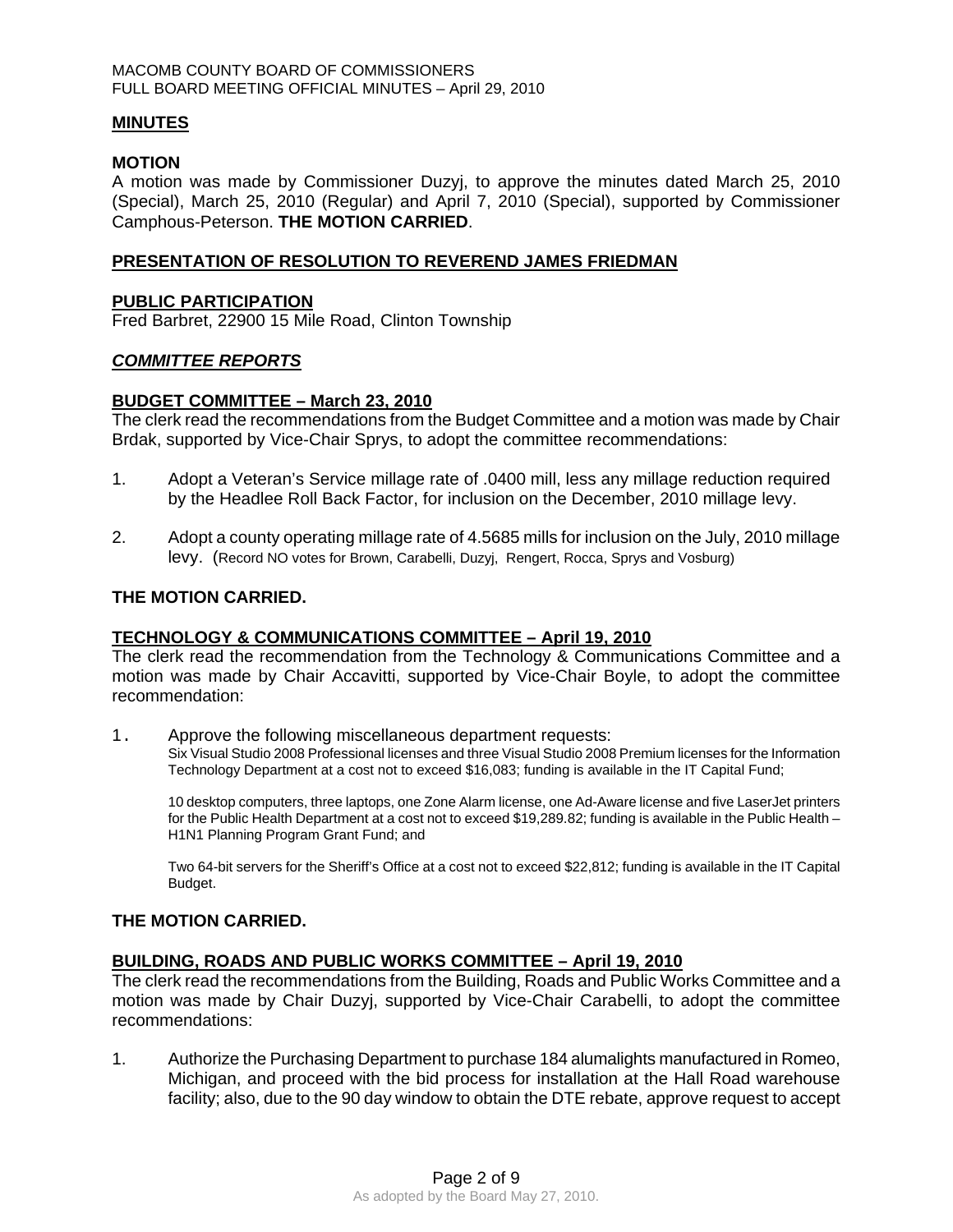## MINUTES

### MOTION

A motion was made by Commissioner Duzyj, to approve the minutes dated March 25, 2010 (Special), March 25, 2010 (Regular) and April 7, 2010 (Special), supported by Commissioner Camphous-Peterson. **THE MOTION CARRIED**.

## PRESENTATION OF RESOLUTION TO REVEREND JAMES FRIEDMAN

## PUBLIC PARTICIPATION

Fred Barbret, 22900 15 Mile Road, Clinton Township

## *COMMITTEE REPORTS*

### BUDGET COMMITTEE – March 23, 2010

The clerk read the recommendations from the Budget Committee and a motion was made by Chair Brdak, supported by Vice-Chair Sprys, to adopt the committee recommendations:

1. Adopt a Veteran's Service millage rate of .0400 mill, less any millage reduction required by the Headlee Roll Back Factor, for inclusion on the December, 2010 millage levy.

2. Adopt a county operating millage rate of 4.5685 mills for inclusion on the July, 2010 millage levy. (Record NO votes for Brown, Carabelli, Duzyj, Rengert, Rocca, Sprys and Vosburg)

**THE MOTION CARRIED.**

### TECHNOLOGY & COMMUNICATIONS COMMITTEE – April 19, 2010

The clerk read the recommendation from the Technology & Communications Committee and a motion was made by Chair Accavitti, supported by Vice-Chair Boyle, to adopt the committee recommendation:

1. Approve the following miscellaneous department requests:

   Six Visual Studio 2008 Professional licenses and three Visual Studio 2008 Premium licenses for the Information Technology Department at a cost not to exceed $16,083; funding is available in the IT Capital Fund;

   10 desktop computers, three laptops, one Zone Alarm license, one Ad-Aware license and five LaserJet printers for the Public Health Department at a cost not to exceed $19,289.82; funding is available in the Public Health – H1N1 Planning Program Grant Fund; and

   Two 64-bit servers for the Sheriff's Office at a cost not to exceed $22,812; funding is available in the IT Capital Budget.

**THE MOTION CARRIED.**

### BUILDING, ROADS AND PUBLIC WORKS COMMITTEE – April 19, 2010

The clerk read the recommendations from the Building, Roads and Public Works Committee and a motion was made by Chair Duzyj, supported by Vice-Chair Carabelli, to adopt the committee recommendations:

1. Authorize the Purchasing Department to purchase 184 alumalights manufactured in Romeo, Michigan, and proceed with the bid process for installation at the Hall Road warehouse facility; also, due to the 90 day window to obtain the DTE rebate, approve request to accept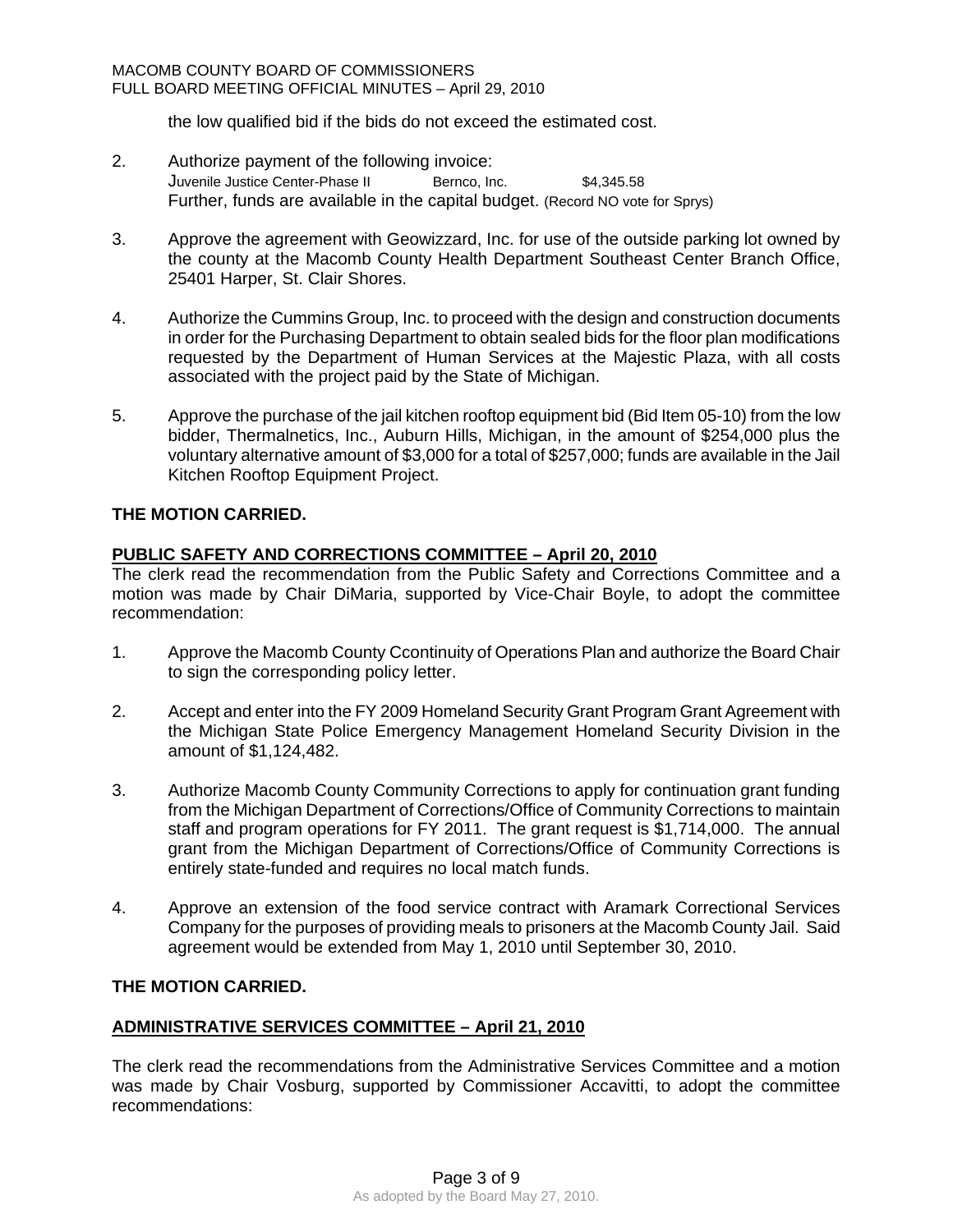the low qualified bid if the bids do not exceed the estimated cost.

2. Authorize payment of the following invoice:
   Juvenile Justice Center-Phase II    Bernco, Inc.    $4,345.58
   Further, funds are available in the capital budget. (Record NO vote for Sprys)

3. Approve the agreement with Geowizzard, Inc. for use of the outside parking lot owned by the county at the Macomb County Health Department Southeast Center Branch Office, 25401 Harper, St. Clair Shores.

4. Authorize the Cummins Group, Inc. to proceed with the design and construction documents in order for the Purchasing Department to obtain sealed bids for the floor plan modifications requested by the Department of Human Services at the Majestic Plaza, with all costs associated with the project paid by the State of Michigan.

5. Approve the purchase of the jail kitchen rooftop equipment bid (Bid Item 05-10) from the low bidder, Thermalnetics, Inc., Auburn Hills, Michigan, in the amount of $254,000 plus the voluntary alternative amount of $3,000 for a total of $257,000; funds are available in the Jail Kitchen Rooftop Equipment Project.

**THE MOTION CARRIED.**

**PUBLIC SAFETY AND CORRECTIONS COMMITTEE – April 20, 2010**

The clerk read the recommendation from the Public Safety and Corrections Committee and a motion was made by Chair DiMaria, supported by Vice-Chair Boyle, to adopt the committee recommendation:

1. Approve the Macomb County Ccontinuity of Operations Plan and authorize the Board Chair to sign the corresponding policy letter.

2. Accept and enter into the FY 2009 Homeland Security Grant Program Grant Agreement with the Michigan State Police Emergency Management Homeland Security Division in the amount of $1,124,482.

3. Authorize Macomb County Community Corrections to apply for continuation grant funding from the Michigan Department of Corrections/Office of Community Corrections to maintain staff and program operations for FY 2011. The grant request is $1,714,000. The annual grant from the Michigan Department of Corrections/Office of Community Corrections is entirely state-funded and requires no local match funds.

4. Approve an extension of the food service contract with Aramark Correctional Services Company for the purposes of providing meals to prisoners at the Macomb County Jail. Said agreement would be extended from May 1, 2010 until September 30, 2010.

**THE MOTION CARRIED.**

**ADMINISTRATIVE SERVICES COMMITTEE – April 21, 2010**

The clerk read the recommendations from the Administrative Services Committee and a motion was made by Chair Vosburg, supported by Commissioner Accavitti, to adopt the committee recommendations: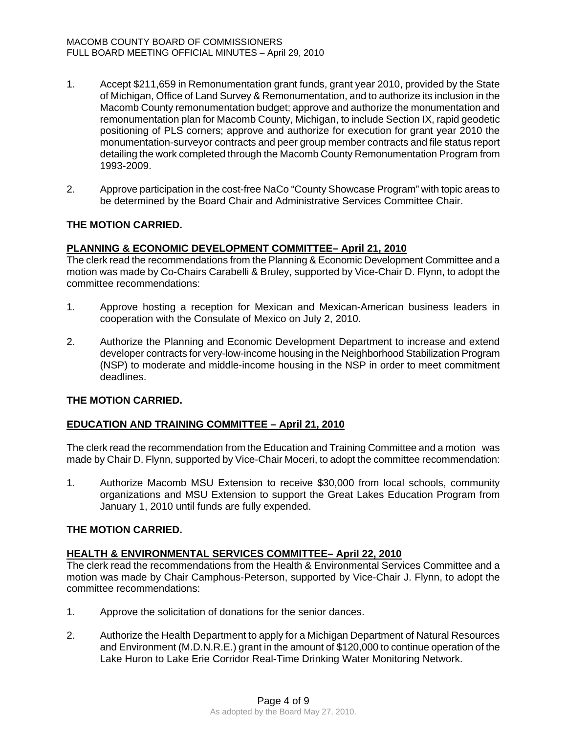1. Accept $211,659 in Remonumentation grant funds, grant year 2010, provided by the State of Michigan, Office of Land Survey & Remonumentation, and to authorize its inclusion in the Macomb County remonumentation budget; approve and authorize the monumentation and remonumentation plan for Macomb County, Michigan, to include Section IX, rapid geodetic positioning of PLS corners; approve and authorize for execution for grant year 2010 the monumentation-surveyor contracts and peer group member contracts and file status report detailing the work completed through the Macomb County Remonumentation Program from 1993-2009.

2. Approve participation in the cost-free NaCo "County Showcase Program" with topic areas to be determined by the Board Chair and Administrative Services Committee Chair.

**THE MOTION CARRIED.**

**PLANNING & ECONOMIC DEVELOPMENT COMMITTEE– April 21, 2010**

The clerk read the recommendations from the Planning & Economic Development Committee and a motion was made by Co-Chairs Carabelli & Bruley, supported by Vice-Chair D. Flynn, to adopt the committee recommendations:

1. Approve hosting a reception for Mexican and Mexican-American business leaders in cooperation with the Consulate of Mexico on July 2, 2010.

2. Authorize the Planning and Economic Development Department to increase and extend developer contracts for very-low-income housing in the Neighborhood Stabilization Program (NSP) to moderate and middle-income housing in the NSP in order to meet commitment deadlines.

**THE MOTION CARRIED.**

**EDUCATION AND TRAINING COMMITTEE – April 21, 2010**

The clerk read the recommendation from the Education and Training Committee and a motion was made by Chair D. Flynn, supported by Vice-Chair Moceri, to adopt the committee recommendation:

1. Authorize Macomb MSU Extension to receive $30,000 from local schools, community organizations and MSU Extension to support the Great Lakes Education Program from January 1, 2010 until funds are fully expended.

**THE MOTION CARRIED.**

**HEALTH & ENVIRONMENTAL SERVICES COMMITTEE– April 22, 2010**

The clerk read the recommendations from the Health & Environmental Services Committee and a motion was made by Chair Camphous-Peterson, supported by Vice-Chair J. Flynn, to adopt the committee recommendations:

1. Approve the solicitation of donations for the senior dances.

2. Authorize the Health Department to apply for a Michigan Department of Natural Resources and Environment (M.D.N.R.E.) grant in the amount of $120,000 to continue operation of the Lake Huron to Lake Erie Corridor Real-Time Drinking Water Monitoring Network.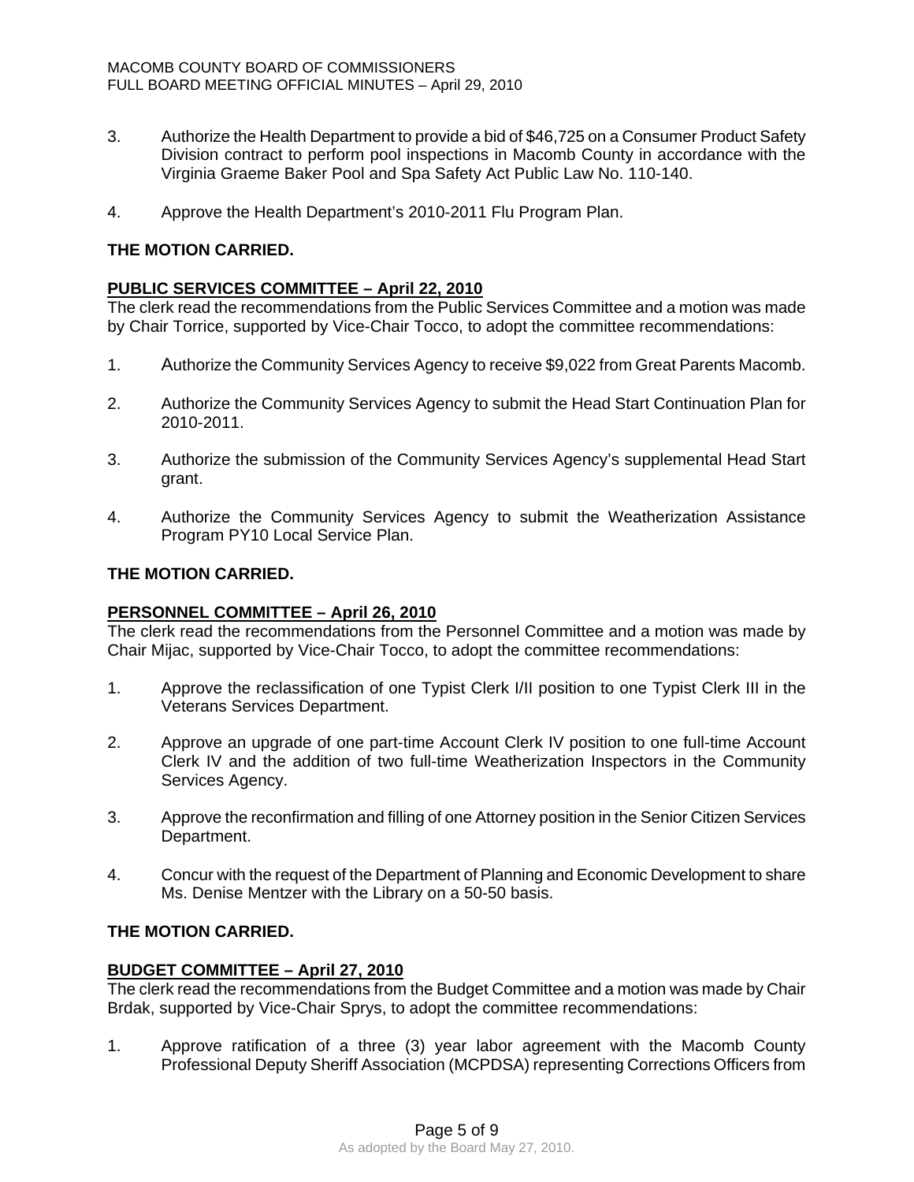3. Authorize the Health Department to provide a bid of $46,725 on a Consumer Product Safety Division contract to perform pool inspections in Macomb County in accordance with the Virginia Graeme Baker Pool and Spa Safety Act Public Law No. 110-140.

4. Approve the Health Department's 2010-2011 Flu Program Plan.

**THE MOTION CARRIED.**

**PUBLIC SERVICES COMMITTEE – April 22, 2010**

The clerk read the recommendations from the Public Services Committee and a motion was made by Chair Torrice, supported by Vice-Chair Tocco, to adopt the committee recommendations:

1. Authorize the Community Services Agency to receive $9,022 from Great Parents Macomb.

2. Authorize the Community Services Agency to submit the Head Start Continuation Plan for 2010-2011.

3. Authorize the submission of the Community Services Agency's supplemental Head Start grant.

4. Authorize the Community Services Agency to submit the Weatherization Assistance Program PY10 Local Service Plan.

**THE MOTION CARRIED.**

**PERSONNEL COMMITTEE – April 26, 2010**

The clerk read the recommendations from the Personnel Committee and a motion was made by Chair Mijac, supported by Vice-Chair Tocco, to adopt the committee recommendations:

1. Approve the reclassification of one Typist Clerk I/II position to one Typist Clerk III in the Veterans Services Department.

2. Approve an upgrade of one part-time Account Clerk IV position to one full-time Account Clerk IV and the addition of two full-time Weatherization Inspectors in the Community Services Agency.

3. Approve the reconfirmation and filling of one Attorney position in the Senior Citizen Services Department.

4. Concur with the request of the Department of Planning and Economic Development to share Ms. Denise Mentzer with the Library on a 50-50 basis.

**THE MOTION CARRIED.**

**BUDGET COMMITTEE – April 27, 2010**

The clerk read the recommendations from the Budget Committee and a motion was made by Chair Brdak, supported by Vice-Chair Sprys, to adopt the committee recommendations:

1. Approve ratification of a three (3) year labor agreement with the Macomb County Professional Deputy Sheriff Association (MCPDSA) representing Corrections Officers from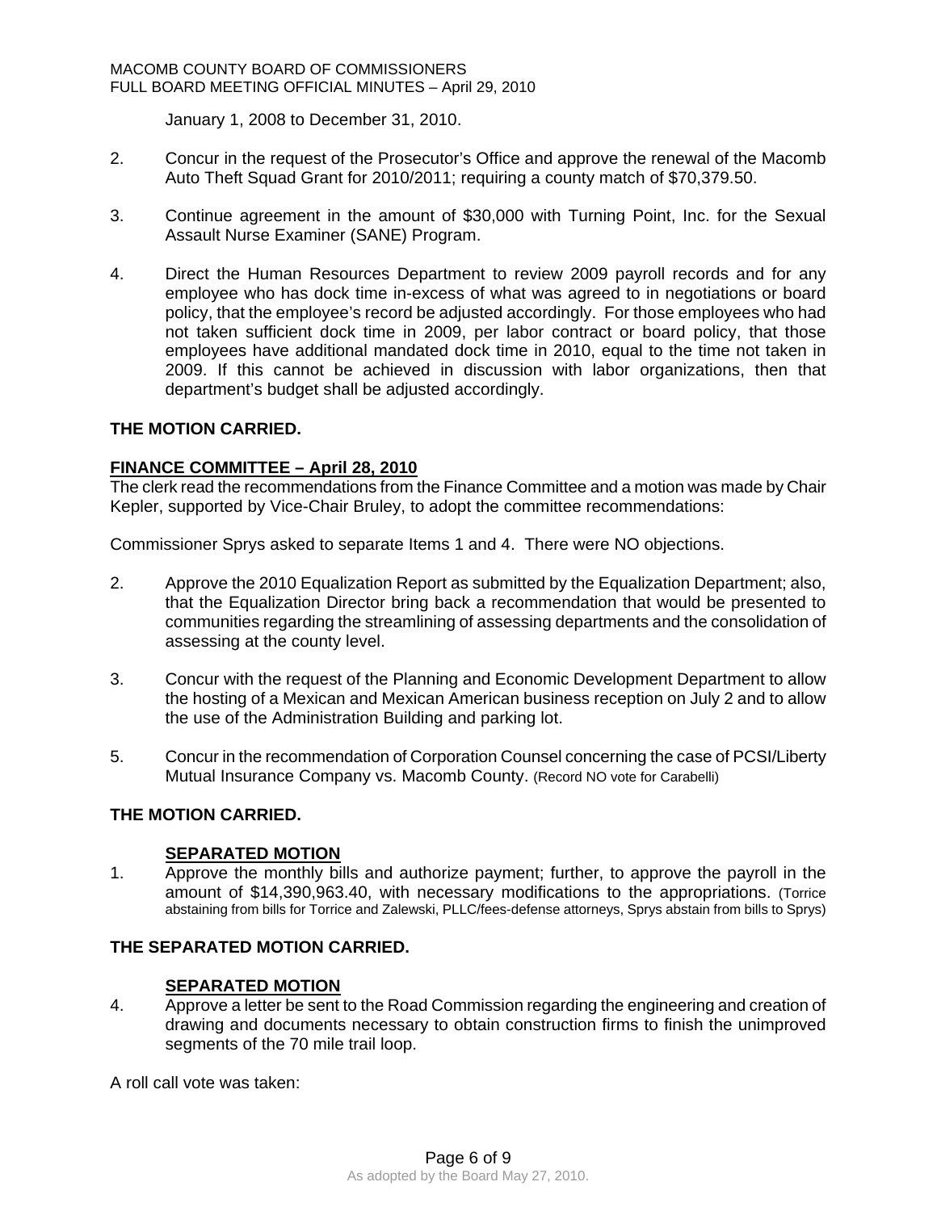January 1, 2008 to December 31, 2010.

2. Concur in the request of the Prosecutor's Office and approve the renewal of the Macomb Auto Theft Squad Grant for 2010/2011; requiring a county match of $70,379.50.

3. Continue agreement in the amount of $30,000 with Turning Point, Inc. for the Sexual Assault Nurse Examiner (SANE) Program.

4. Direct the Human Resources Department to review 2009 payroll records and for any employee who has dock time in-excess of what was agreed to in negotiations or board policy, that the employee's record be adjusted accordingly. For those employees who had not taken sufficient dock time in 2009, per labor contract or board policy, that those employees have additional mandated dock time in 2010, equal to the time not taken in 2009. If this cannot be achieved in discussion with labor organizations, then that department's budget shall be adjusted accordingly.

**THE MOTION CARRIED.**

**FINANCE COMMITTEE – April 28, 2010**

The clerk read the recommendations from the Finance Committee and a motion was made by Chair Kepler, supported by Vice-Chair Bruley, to adopt the committee recommendations:

Commissioner Sprys asked to separate Items 1 and 4. There were NO objections.

2. Approve the 2010 Equalization Report as submitted by the Equalization Department; also, that the Equalization Director bring back a recommendation that would be presented to communities regarding the streamlining of assessing departments and the consolidation of assessing at the county level.

3. Concur with the request of the Planning and Economic Development Department to allow the hosting of a Mexican and Mexican American business reception on July 2 and to allow the use of the Administration Building and parking lot.

5. Concur in the recommendation of Corporation Counsel concerning the case of PCSI/Liberty Mutual Insurance Company vs. Macomb County. (Record NO vote for Carabelli)

**THE MOTION CARRIED.**

**SEPARATED MOTION**

1. Approve the monthly bills and authorize payment; further, to approve the payroll in the amount of $14,390,963.40, with necessary modifications to the appropriations. (Torrice abstaining from bills for Torrice and Zalewski, PLLC/fees-defense attorneys, Sprys abstain from bills to Sprys)

**THE SEPARATED MOTION CARRIED.**

**SEPARATED MOTION**

4. Approve a letter be sent to the Road Commission regarding the engineering and creation of drawing and documents necessary to obtain construction firms to finish the unimproved segments of the 70 mile trail loop.

A roll call vote was taken: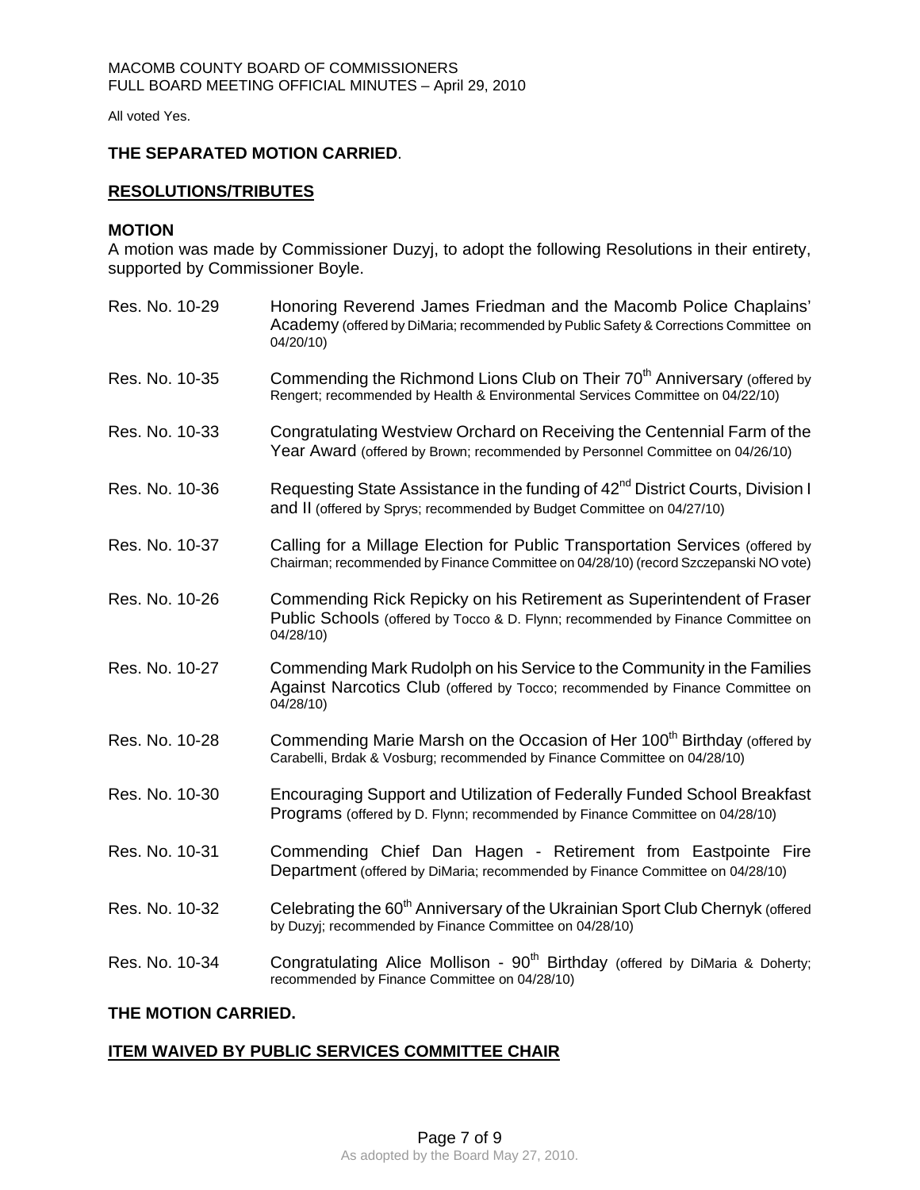All voted Yes.

**THE SEPARATED MOTION CARRIED**.

**RESOLUTIONS/TRIBUTES**

**MOTION**

A motion was made by Commissioner Duzyj, to adopt the following Resolutions in their entirety, supported by Commissioner Boyle.

| | |
|---|---|
| Res. No. 10-29 | Honoring Reverend James Friedman and the Macomb Police Chaplains' Academy (offered by DiMaria; recommended by Public Safety & Corrections Committee on 04/20/10) |
| Res. No. 10-35 | Commending the Richmond Lions Club on Their 70th Anniversary (offered by Rengert; recommended by Health & Environmental Services Committee on 04/22/10) |
| Res. No. 10-33 | Congratulating Westview Orchard on Receiving the Centennial Farm of the Year Award (offered by Brown; recommended by Personnel Committee on 04/26/10) |
| Res. No. 10-36 | Requesting State Assistance in the funding of 42nd District Courts, Division I and II (offered by Sprys; recommended by Budget Committee on 04/27/10) |
| Res. No. 10-37 | Calling for a Millage Election for Public Transportation Services (offered by Chairman; recommended by Finance Committee on 04/28/10) (record Szczepanski NO vote) |
| Res. No. 10-26 | Commending Rick Repicky on his Retirement as Superintendent of Fraser Public Schools (offered by Tocco & D. Flynn; recommended by Finance Committee on 04/28/10) |
| Res. No. 10-27 | Commending Mark Rudolph on his Service to the Community in the Families Against Narcotics Club (offered by Tocco; recommended by Finance Committee on 04/28/10) |
| Res. No. 10-28 | Commending Marie Marsh on the Occasion of Her 100th Birthday (offered by Carabelli, Brdak & Vosburg; recommended by Finance Committee on 04/28/10) |
| Res. No. 10-30 | Encouraging Support and Utilization of Federally Funded School Breakfast Programs (offered by D. Flynn; recommended by Finance Committee on 04/28/10) |
| Res. No. 10-31 | Commending Chief Dan Hagen - Retirement from Eastpointe Fire Department (offered by DiMaria; recommended by Finance Committee on 04/28/10) |
| Res. No. 10-32 | Celebrating the 60th Anniversary of the Ukrainian Sport Club Chernyk (offered by Duzyj; recommended by Finance Committee on 04/28/10) |
| Res. No. 10-34 | Congratulating Alice Mollison - 90th Birthday (offered by DiMaria & Doherty; recommended by Finance Committee on 04/28/10) |

**THE MOTION CARRIED.**

**ITEM WAIVED BY PUBLIC SERVICES COMMITTEE CHAIR**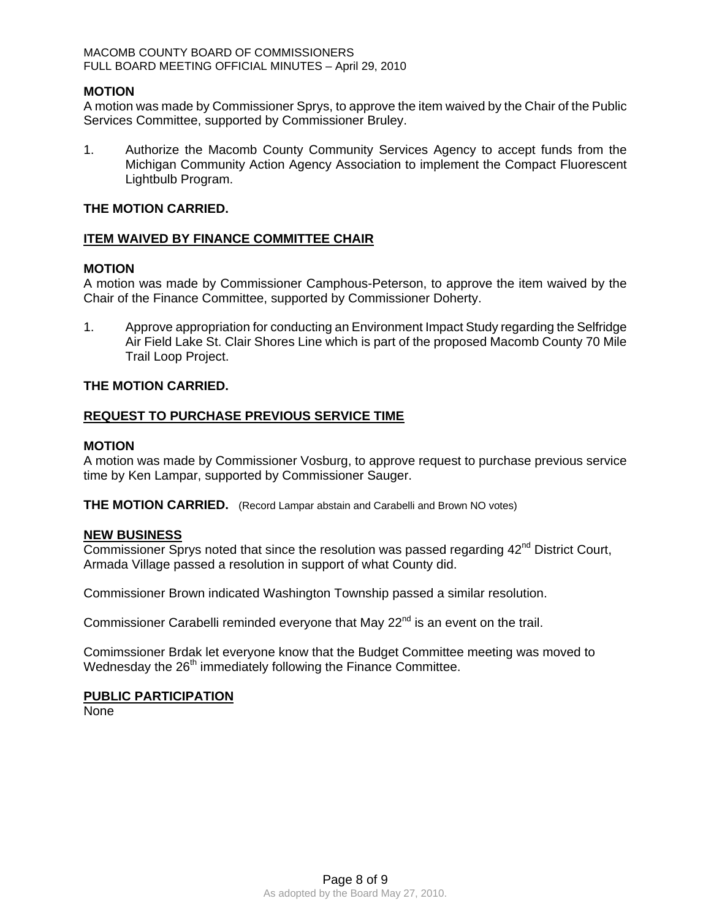**MOTION**

A motion was made by Commissioner Sprys, to approve the item waived by the Chair of the Public Services Committee, supported by Commissioner Bruley.

1. Authorize the Macomb County Community Services Agency to accept funds from the Michigan Community Action Agency Association to implement the Compact Fluorescent Lightbulb Program.

**THE MOTION CARRIED.**

**ITEM WAIVED BY FINANCE COMMITTEE CHAIR**

**MOTION**

A motion was made by Commissioner Camphous-Peterson, to approve the item waived by the Chair of the Finance Committee, supported by Commissioner Doherty.

1. Approve appropriation for conducting an Environment Impact Study regarding the Selfridge Air Field Lake St. Clair Shores Line which is part of the proposed Macomb County 70 Mile Trail Loop Project.

**THE MOTION CARRIED.**

**REQUEST TO PURCHASE PREVIOUS SERVICE TIME**

**MOTION**

A motion was made by Commissioner Vosburg, to approve request to purchase previous service time by Ken Lampar, supported by Commissioner Sauger.

**THE MOTION CARRIED.** (Record Lampar abstain and Carabelli and Brown NO votes)

**NEW BUSINESS**

Commissioner Sprys noted that since the resolution was passed regarding 42nd District Court, Armada Village passed a resolution in support of what County did.

Commissioner Brown indicated Washington Township passed a similar resolution.

Commissioner Carabelli reminded everyone that May 22nd is an event on the trail.

Comimssioner Brdak let everyone know that the Budget Committee meeting was moved to Wednesday the 26th immediately following the Finance Committee.

**PUBLIC PARTICIPATION**

None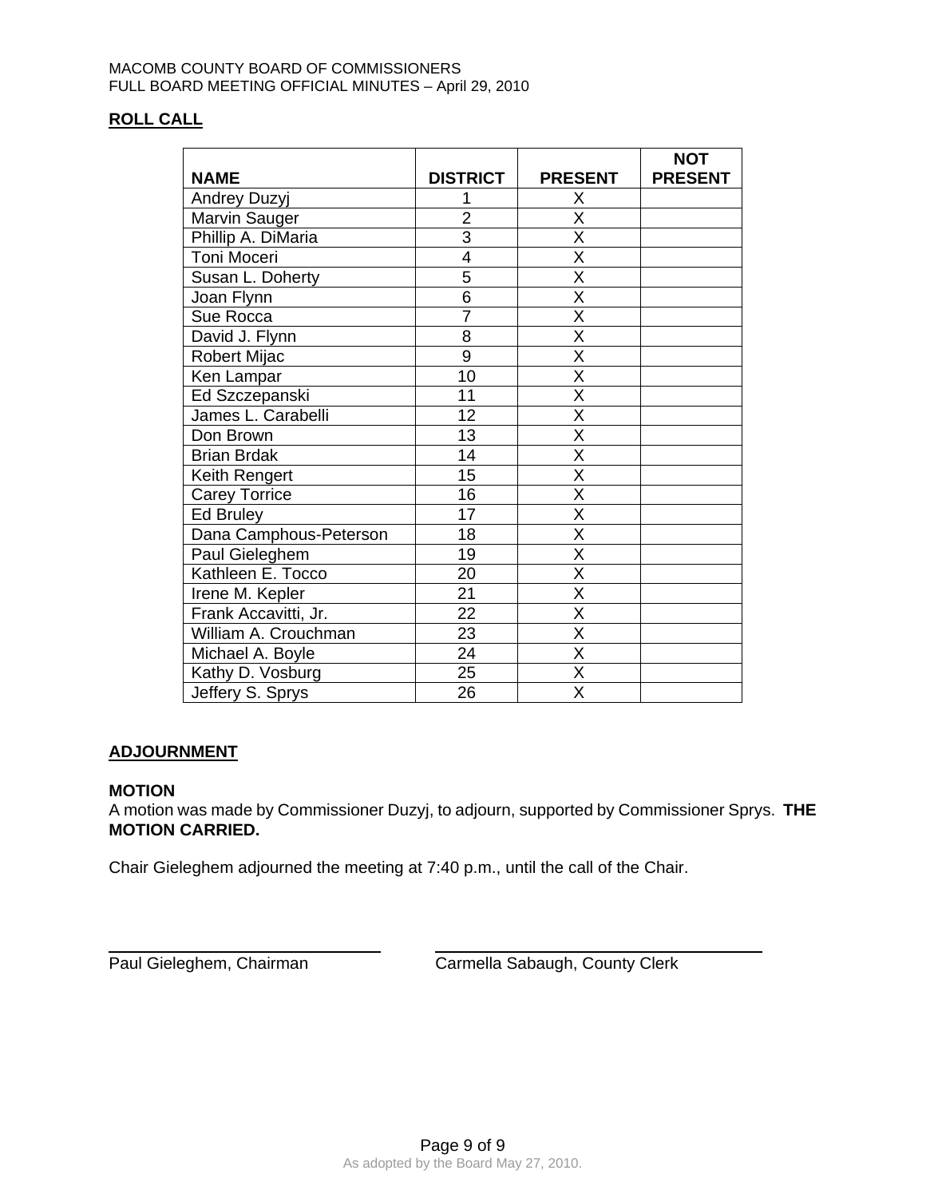## ROLL CALL

| NAME | DISTRICT | PRESENT | NOT PRESENT |
|---|---|---|---|
| Andrey Duzyj | 1 | X | |
| Marvin Sauger | 2 | X | |
| Phillip A. DiMaria | 3 | X | |
| Toni Moceri | 4 | X | |
| Susan L. Doherty | 5 | X | |
| Joan Flynn | 6 | X | |
| Sue Rocca | 7 | X | |
| David J. Flynn | 8 | X | |
| Robert Mijac | 9 | X | |
| Ken Lampar | 10 | X | |
| Ed Szczepanski | 11 | X | |
| James L. Carabelli | 12 | X | |
| Don Brown | 13 | X | |
| Brian Brdak | 14 | X | |
| Keith Rengert | 15 | X | |
| Carey Torrice | 16 | X | |
| Ed Bruley | 17 | X | |
| Dana Camphous-Peterson | 18 | X | |
| Paul Gieleghem | 19 | X | |
| Kathleen E. Tocco | 20 | X | |
| Irene M. Kepler | 21 | X | |
| Frank Accavitti, Jr. | 22 | X | |
| William A. Crouchman | 23 | X | |
| Michael A. Boyle | 24 | X | |
| Kathy D. Vosburg | 25 | X | |
| Jeffery S. Sprys | 26 | X | |

## ADJOURNMENT

**MOTION**
A motion was made by Commissioner Duzyj, to adjourn, supported by Commissioner Sprys. **THE MOTION CARRIED.**

Chair Gieleghem adjourned the meeting at 7:40 p.m., until the call of the Chair.

Paul Gieleghem, Chairman

Carmella Sabaugh, County Clerk

As adopted by the Board May 27, 2010.